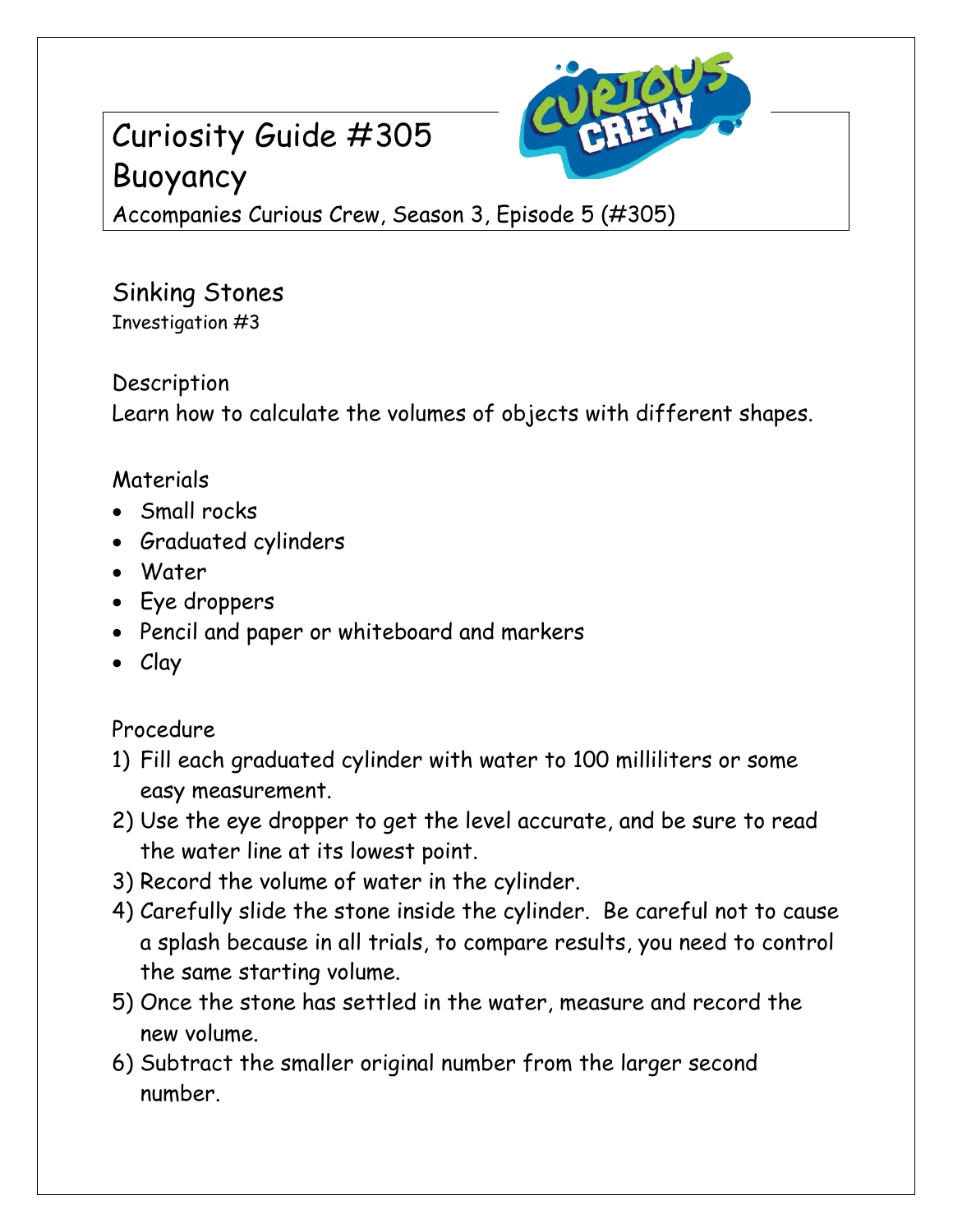# Curiosity Guide #305
# Buoyancy

Accompanies Curious Crew, Season 3, Episode 5 (#305)

## Sinking Stones

Investigation #3

### Description

Learn how to calculate the volumes of objects with different shapes.

### Materials

- Small rocks
- Graduated cylinders
- Water
- Eye droppers
- Pencil and paper or whiteboard and markers
- Clay

### Procedure

1) Fill each graduated cylinder with water to 100 milliliters or some easy measurement.
2) Use the eye dropper to get the level accurate, and be sure to read the water line at its lowest point.
3) Record the volume of water in the cylinder.
4) Carefully slide the stone inside the cylinder. Be careful not to cause a splash because in all trials, to compare results, you need to control the same starting volume.
5) Once the stone has settled in the water, measure and record the new volume.
6) Subtract the smaller original number from the larger second number.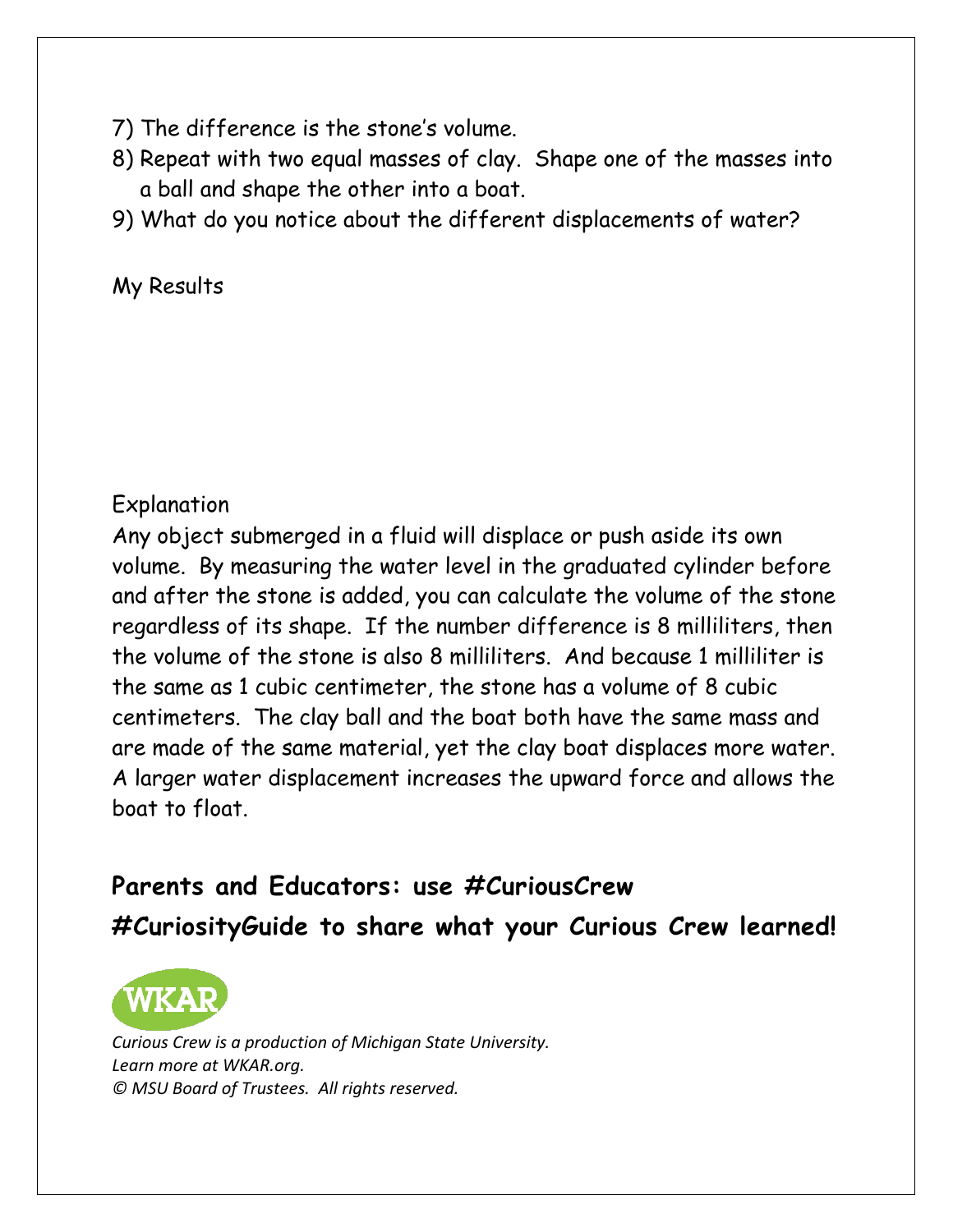7) The difference is the stone's volume.
8) Repeat with two equal masses of clay. Shape one of the masses into a ball and shape the other into a boat.
9) What do you notice about the different displacements of water?

My Results

Explanation

Any object submerged in a fluid will displace or push aside its own volume. By measuring the water level in the graduated cylinder before and after the stone is added, you can calculate the volume of the stone regardless of its shape. If the number difference is 8 milliliters, then the volume of the stone is also 8 milliliters. And because 1 milliliter is the same as 1 cubic centimeter, the stone has a volume of 8 cubic centimeters. The clay ball and the boat both have the same mass and are made of the same material, yet the clay boat displaces more water. A larger water displacement increases the upward force and allows the boat to float.

**Parents and Educators: use #CuriousCrew #CuriosityGuide to share what your Curious Crew learned!**

WKAR

*Curious Crew is a production of Michigan State University.*
*Learn more at WKAR.org.*
*© MSU Board of Trustees. All rights reserved.*